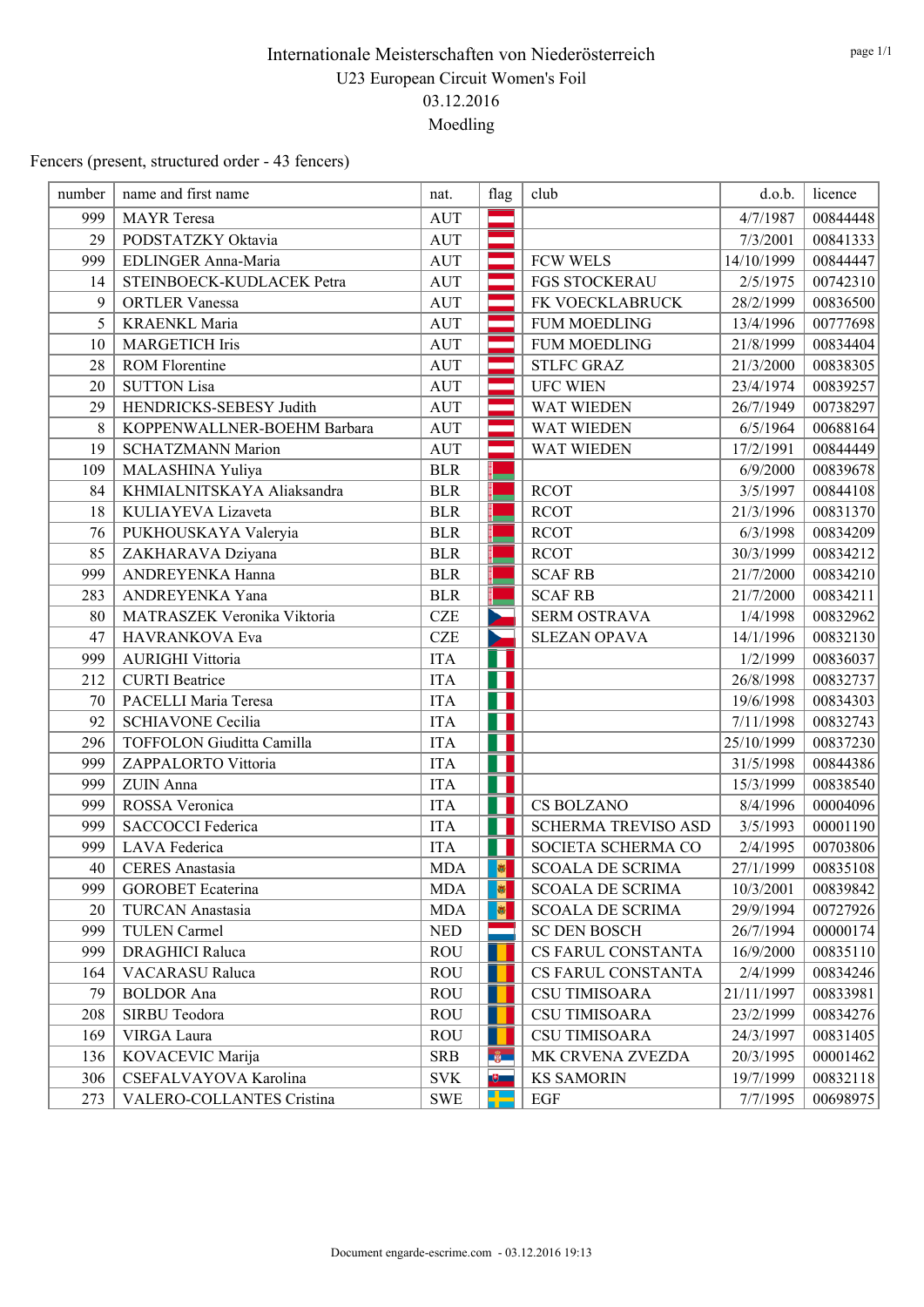# Internationale Meisterschaften von Niederösterreich

U23 European Circuit Women's Foil

03.12.2016

Moedling

Fencers (present, structured order - 43 fencers)

| number | name and first name | nat. | flag | club | d.o.b. | licence |
|---|---|---|---|---|---|---|
| 999 | MAYR Teresa | AUT | | | 4/7/1987 | 00844448 |
| 29 | PODSTATZKY Oktavia | AUT | | | 7/3/2001 | 00841333 |
| 999 | EDLINGER Anna-Maria | AUT | | FCW WELS | 14/10/1999 | 00844447 |
| 14 | STEINBOECK-KUDLACEK Petra | AUT | | FGS STOCKERAU | 2/5/1975 | 00742310 |
| 9 | ORTLER Vanessa | AUT | | FK VOECKLABRUCK | 28/2/1999 | 00836500 |
| 5 | KRAENKL Maria | AUT | | FUM MOEDLING | 13/4/1996 | 00777698 |
| 10 | MARGETICH Iris | AUT | | FUM MOEDLING | 21/8/1999 | 00834404 |
| 28 | ROM Florentine | AUT | | STLFC GRAZ | 21/3/2000 | 00838305 |
| 20 | SUTTON Lisa | AUT | | UFC WIEN | 23/4/1974 | 00839257 |
| 29 | HENDRICKS-SEBESY Judith | AUT | | WAT WIEDEN | 26/7/1949 | 00738297 |
| 8 | KOPPENWALLNER-BOEHM Barbara | AUT | | WAT WIEDEN | 6/5/1964 | 00688164 |
| 19 | SCHATZMANN Marion | AUT | | WAT WIEDEN | 17/2/1991 | 00844449 |
| 109 | MALASHINA Yuliya | BLR | | | 6/9/2000 | 00839678 |
| 84 | KHMIALNITSKAYA Aliaksandra | BLR | | RCOT | 3/5/1997 | 00844108 |
| 18 | KULIAYEVA Lizaveta | BLR | | RCOT | 21/3/1996 | 00831370 |
| 76 | PUKHOUSKAYA Valeryia | BLR | | RCOT | 6/3/1998 | 00834209 |
| 85 | ZAKHARAVA Dziyana | BLR | | RCOT | 30/3/1999 | 00834212 |
| 999 | ANDREYENKA Hanna | BLR | | SCAF RB | 21/7/2000 | 00834210 |
| 283 | ANDREYENKA Yana | BLR | | SCAF RB | 21/7/2000 | 00834211 |
| 80 | MATRASZEK Veronika Viktoria | CZE | | SERM OSTRAVA | 1/4/1998 | 00832962 |
| 47 | HAVRANKOVA Eva | CZE | | SLEZAN OPAVA | 14/1/1996 | 00832130 |
| 999 | AURIGHI Vittoria | ITA | | | 1/2/1999 | 00836037 |
| 212 | CURTI Beatrice | ITA | | | 26/8/1998 | 00832737 |
| 70 | PACELLI Maria Teresa | ITA | | | 19/6/1998 | 00834303 |
| 92 | SCHIAVONE Cecilia | ITA | | | 7/11/1998 | 00832743 |
| 296 | TOFFOLON Giuditta Camilla | ITA | | | 25/10/1999 | 00837230 |
| 999 | ZAPPALORTO Vittoria | ITA | | | 31/5/1998 | 00844386 |
| 999 | ZUIN Anna | ITA | | | 15/3/1999 | 00838540 |
| 999 | ROSSA Veronica | ITA | | CS BOLZANO | 8/4/1996 | 00004096 |
| 999 | SACCOCCI Federica | ITA | | SCHERMA TREVISO ASD | 3/5/1993 | 00001190 |
| 999 | LAVA Federica | ITA | | SOCIETA SCHERMA CO | 2/4/1995 | 00703806 |
| 40 | CERES Anastasia | MDA | | SCOALA DE SCRIMA | 27/1/1999 | 00835108 |
| 999 | GOROBET Ecaterina | MDA | | SCOALA DE SCRIMA | 10/3/2001 | 00839842 |
| 20 | TURCAN Anastasia | MDA | | SCOALA DE SCRIMA | 29/9/1994 | 00727926 |
| 999 | TULEN Carmel | NED | | SC DEN BOSCH | 26/7/1994 | 00000174 |
| 999 | DRAGHICI Raluca | ROU | | CS FARUL CONSTANTA | 16/9/2000 | 00835110 |
| 164 | VACARASU Raluca | ROU | | CS FARUL CONSTANTA | 2/4/1999 | 00834246 |
| 79 | BOLDOR Ana | ROU | | CSU TIMISOARA | 21/11/1997 | 00833981 |
| 208 | SIRBU Teodora | ROU | | CSU TIMISOARA | 23/2/1999 | 00834276 |
| 169 | VIRGA Laura | ROU | | CSU TIMISOARA | 24/3/1997 | 00831405 |
| 136 | KOVACEVIC Marija | SRB | | MK CRVENA ZVEZDA | 20/3/1995 | 00001462 |
| 306 | CSEFALVAYOVA Karolina | SVK | | KS SAMORIN | 19/7/1999 | 00832118 |
| 273 | VALERO-COLLANTES Cristina | SWE | | EGF | 7/7/1995 | 00698975 |

Document engarde-escrime.com - 03.12.2016 19:13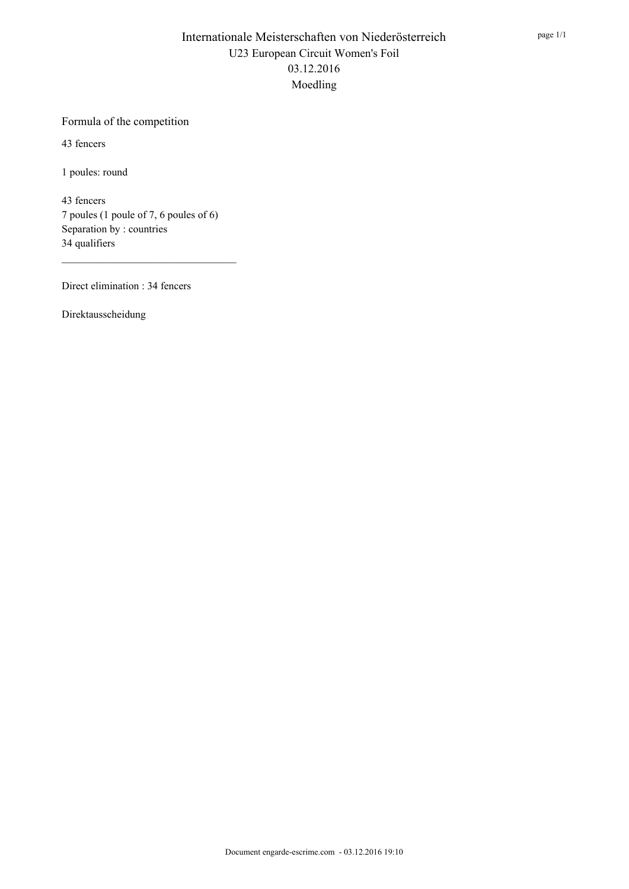# Internationale Meisterschaften von Niederösterreich

U23 European Circuit Women's Foil

03.12.2016

Moedling

## Formula of the competition

43 fencers

1 poules: round

43 fencers
7 poules (1 poule of 7, 6 poules of 6)
Separation by : countries
34 qualifiers

---

Direct elimination : 34 fencers

Direktausscheidung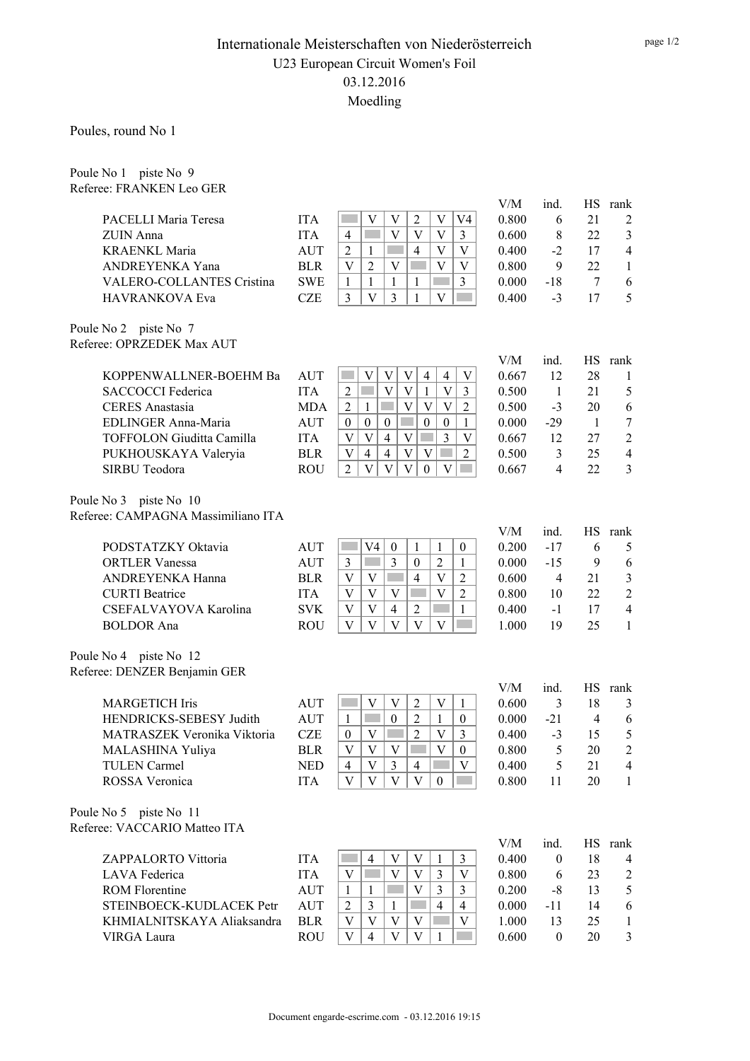# Internationale Meisterschaften von Niederösterreich

## U23 European Circuit Women's Foil

## 03.12.2016

## Moedling

Poules, round No 1

Poule No 1 piste No 9
Referee: FRANKEN Leo GER

| | | | | | | | | | V/M | ind. | HS | rank |
|---|---|---|---|---|---|---|---|---|---|---|---|---|
| PACELLI Maria Teresa | ITA | | V | V | 2 | V | V4 | | 0.800 | 6 | 21 | 2 |
| ZUIN Anna | ITA | 4 | | V | V | V | 3 | | 0.600 | 8 | 22 | 3 |
| KRAENKL Maria | AUT | 2 | 1 | | 4 | V | V | | 0.400 | -2 | 17 | 4 |
| ANDREYENKA Yana | BLR | V | 2 | V | | V | V | | 0.800 | 9 | 22 | 1 |
| VALERO-COLLANTES Cristina | SWE | 1 | 1 | 1 | 1 | | 3 | | 0.000 | -18 | 7 | 6 |
| HAVRANKOVA Eva | CZE | 3 | V | 3 | 1 | V | | | 0.400 | -3 | 17 | 5 |

Poule No 2 piste No 7
Referee: OPRZEDEK Max AUT

| | | | | | | | | | V/M | ind. | HS | rank |
|---|---|---|---|---|---|---|---|---|---|---|---|---|
| KOPPENWALLNER-BOEHM Ba | AUT | | V | V | V | 4 | 4 | V | 0.667 | 12 | 28 | 1 |
| SACCOCCI Federica | ITA | 2 | | V | V | 1 | V | 3 | 0.500 | 1 | 21 | 5 |
| CERES Anastasia | MDA | 2 | 1 | | V | V | V | 2 | 0.500 | -3 | 20 | 6 |
| EDLINGER Anna-Maria | AUT | 0 | 0 | 0 | | 0 | 0 | 1 | 0.000 | -29 | 1 | 7 |
| TOFFOLON Giuditta Camilla | ITA | V | V | 4 | V | | 3 | V | 0.667 | 12 | 27 | 2 |
| PUKHOUSKAYA Valeryia | BLR | V | 4 | 4 | V | V | | 2 | 0.500 | 3 | 25 | 4 |
| SIRBU Teodora | ROU | 2 | V | V | V | 0 | V | | 0.667 | 4 | 22 | 3 |

Poule No 3 piste No 10
Referee: CAMPAGNA Massimiliano ITA

| | | | | | | | | | V/M | ind. | HS | rank |
|---|---|---|---|---|---|---|---|---|---|---|---|---|
| PODSTATZKY Oktavia | AUT | | V4 | 0 | 1 | 1 | 0 | | 0.200 | -17 | 6 | 5 |
| ORTLER Vanessa | AUT | 3 | | 3 | 0 | 2 | 1 | | 0.000 | -15 | 9 | 6 |
| ANDREYENKA Hanna | BLR | V | V | | 4 | V | 2 | | 0.600 | 4 | 21 | 3 |
| CURTI Beatrice | ITA | V | V | V | | V | 2 | | 0.800 | 10 | 22 | 2 |
| CSEFALVAYOVA Karolina | SVK | V | V | 4 | 2 | | 1 | | 0.400 | -1 | 17 | 4 |
| BOLDOR Ana | ROU | V | V | V | V | V | | | 1.000 | 19 | 25 | 1 |

Poule No 4 piste No 12
Referee: DENZER Benjamin GER

| | | | | | | | | | V/M | ind. | HS | rank |
|---|---|---|---|---|---|---|---|---|---|---|---|---|
| MARGETICH Iris | AUT | | V | V | 2 | V | 1 | | 0.600 | 3 | 18 | 3 |
| HENDRICKS-SEBESY Judith | AUT | 1 | | 0 | 2 | 1 | 0 | | 0.000 | -21 | 4 | 6 |
| MATRASZEK Veronika Viktoria | CZE | 0 | V | | 2 | V | 3 | | 0.400 | -3 | 15 | 5 |
| MALASHINA Yuliya | BLR | V | V | V | | V | 0 | | 0.800 | 5 | 20 | 2 |
| TULEN Carmel | NED | 4 | V | 3 | 4 | | V | | 0.400 | 5 | 21 | 4 |
| ROSSA Veronica | ITA | V | V | V | V | 0 | | | 0.800 | 11 | 20 | 1 |

Poule No 5 piste No 11
Referee: VACCARIO Matteo ITA

| | | | | | | | | | V/M | ind. | HS | rank |
|---|---|---|---|---|---|---|---|---|---|---|---|---|
| ZAPPALORTO Vittoria | ITA | | 4 | V | V | 1 | 3 | | 0.400 | 0 | 18 | 4 |
| LAVA Federica | ITA | V | | V | V | 3 | V | | 0.800 | 6 | 23 | 2 |
| ROM Florentine | AUT | 1 | 1 | | V | 3 | 3 | | 0.200 | -8 | 13 | 5 |
| STEINBOECK-KUDLACEK Petr | AUT | 2 | 3 | 1 | | 4 | 4 | | 0.000 | -11 | 14 | 6 |
| KHMIALNITSKAYA Aliaksandra | BLR | V | V | V | V | | V | | 1.000 | 13 | 25 | 1 |
| VIRGA Laura | ROU | V | 4 | V | V | 1 | | | 0.600 | 0 | 20 | 3 |

Document engarde-escrime.com - 03.12.2016 19:15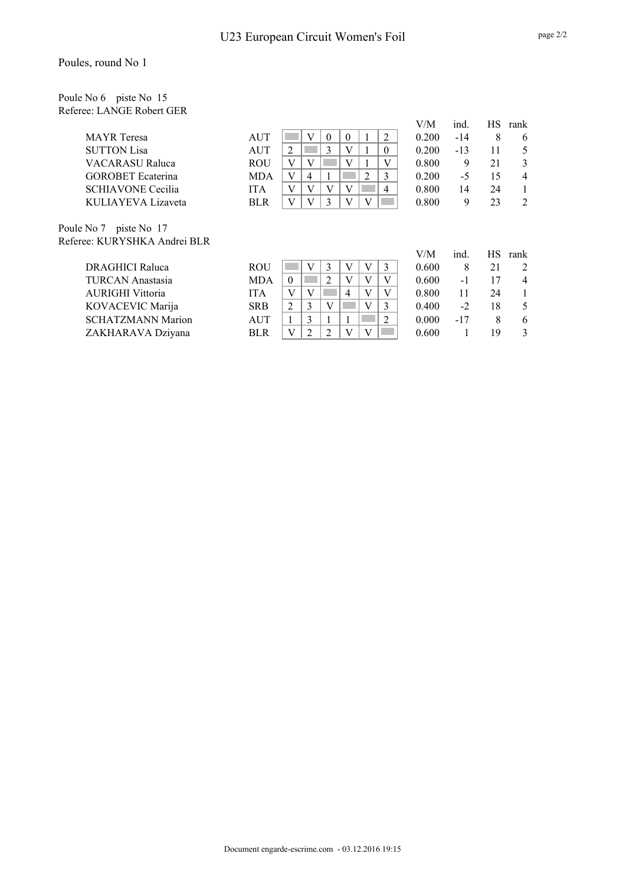# U23 European Circuit Women's Foil

Poules, round No 1

Poule No 6 piste No 15
Referee: LANGE Robert GER

| | | | | | | | | V/M | ind. | HS | rank |
|---|---|---|---|---|---|---|---|---|---|---|---|
| MAYR Teresa | AUT | | V | 0 | 0 | 1 | 2 | 0.200 | -14 | 8 | 6 |
| SUTTON Lisa | AUT | 2 | | 3 | V | 1 | 0 | 0.200 | -13 | 11 | 5 |
| VACARASU Raluca | ROU | V | V | | V | 1 | V | 0.800 | 9 | 21 | 3 |
| GOROBET Ecaterina | MDA | V | 4 | 1 | | 2 | 3 | 0.200 | -5 | 15 | 4 |
| SCHIAVONE Cecilia | ITA | V | V | V | V | | 4 | 0.800 | 14 | 24 | 1 |
| KULIAYEVA Lizaveta | BLR | V | V | 3 | V | V | | 0.800 | 9 | 23 | 2 |

Poule No 7 piste No 17
Referee: KURYSHKA Andrei BLR

| | | | | | | | | V/M | ind. | HS | rank |
|---|---|---|---|---|---|---|---|---|---|---|---|
| DRAGHICI Raluca | ROU | | V | 3 | V | V | 3 | 0.600 | 8 | 21 | 2 |
| TURCAN Anastasia | MDA | 0 | | 2 | V | V | V | 0.600 | -1 | 17 | 4 |
| AURIGHI Vittoria | ITA | V | V | | 4 | V | V | 0.800 | 11 | 24 | 1 |
| KOVACEVIC Marija | SRB | 2 | 3 | V | | V | 3 | 0.400 | -2 | 18 | 5 |
| SCHATZMANN Marion | AUT | 1 | 3 | 1 | 1 | | 2 | 0.000 | -17 | 8 | 6 |
| ZAKHARAVA Dziyana | BLR | V | 2 | 2 | V | V | | 0.600 | 1 | 19 | 3 |

Document engarde-escrime.com - 03.12.2016 19:15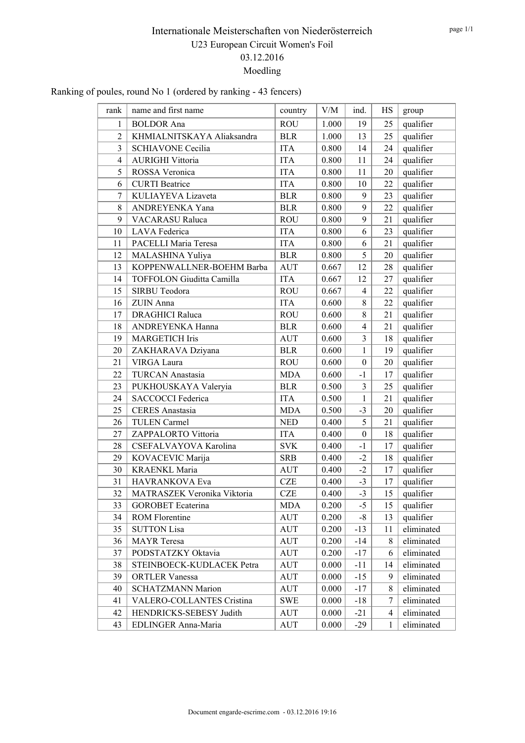# Internationale Meisterschaften von Niederösterreich

U23 European Circuit Women's Foil

03.12.2016

Moedling

Ranking of poules, round No 1 (ordered by ranking - 43 fencers)

| rank | name and first name | country | V/M | ind. | HS | group |
|---|---|---|---|---|---|---|
| 1 | BOLDOR Ana | ROU | 1.000 | 19 | 25 | qualifier |
| 2 | KHMIALNITSKAYA Aliaksandra | BLR | 1.000 | 13 | 25 | qualifier |
| 3 | SCHIAVONE Cecilia | ITA | 0.800 | 14 | 24 | qualifier |
| 4 | AURIGHI Vittoria | ITA | 0.800 | 11 | 24 | qualifier |
| 5 | ROSSA Veronica | ITA | 0.800 | 11 | 20 | qualifier |
| 6 | CURTI Beatrice | ITA | 0.800 | 10 | 22 | qualifier |
| 7 | KULIAYEVA Lizaveta | BLR | 0.800 | 9 | 23 | qualifier |
| 8 | ANDREYENKA Yana | BLR | 0.800 | 9 | 22 | qualifier |
| 9 | VACARASU Raluca | ROU | 0.800 | 9 | 21 | qualifier |
| 10 | LAVA Federica | ITA | 0.800 | 6 | 23 | qualifier |
| 11 | PACELLI Maria Teresa | ITA | 0.800 | 6 | 21 | qualifier |
| 12 | MALASHINA Yuliya | BLR | 0.800 | 5 | 20 | qualifier |
| 13 | KOPPENWALLNER-BOEHM Barba | AUT | 0.667 | 12 | 28 | qualifier |
| 14 | TOFFOLON Giuditta Camilla | ITA | 0.667 | 12 | 27 | qualifier |
| 15 | SIRBU Teodora | ROU | 0.667 | 4 | 22 | qualifier |
| 16 | ZUIN Anna | ITA | 0.600 | 8 | 22 | qualifier |
| 17 | DRAGHICI Raluca | ROU | 0.600 | 8 | 21 | qualifier |
| 18 | ANDREYENKA Hanna | BLR | 0.600 | 4 | 21 | qualifier |
| 19 | MARGETICH Iris | AUT | 0.600 | 3 | 18 | qualifier |
| 20 | ZAKHARAVA Dziyana | BLR | 0.600 | 1 | 19 | qualifier |
| 21 | VIRGA Laura | ROU | 0.600 | 0 | 20 | qualifier |
| 22 | TURCAN Anastasia | MDA | 0.600 | -1 | 17 | qualifier |
| 23 | PUKHOUSKAYA Valeryia | BLR | 0.500 | 3 | 25 | qualifier |
| 24 | SACCOCCI Federica | ITA | 0.500 | 1 | 21 | qualifier |
| 25 | CERES Anastasia | MDA | 0.500 | -3 | 20 | qualifier |
| 26 | TULEN Carmel | NED | 0.400 | 5 | 21 | qualifier |
| 27 | ZAPPALORTO Vittoria | ITA | 0.400 | 0 | 18 | qualifier |
| 28 | CSEFALVAYOVA Karolina | SVK | 0.400 | -1 | 17 | qualifier |
| 29 | KOVACEVIC Marija | SRB | 0.400 | -2 | 18 | qualifier |
| 30 | KRAENKL Maria | AUT | 0.400 | -2 | 17 | qualifier |
| 31 | HAVRANKOVA Eva | CZE | 0.400 | -3 | 17 | qualifier |
| 32 | MATRASZEK Veronika Viktoria | CZE | 0.400 | -3 | 15 | qualifier |
| 33 | GOROBET Ecaterina | MDA | 0.200 | -5 | 15 | qualifier |
| 34 | ROM Florentine | AUT | 0.200 | -8 | 13 | qualifier |
| 35 | SUTTON Lisa | AUT | 0.200 | -13 | 11 | eliminated |
| 36 | MAYR Teresa | AUT | 0.200 | -14 | 8 | eliminated |
| 37 | PODSTATZKY Oktavia | AUT | 0.200 | -17 | 6 | eliminated |
| 38 | STEINBOECK-KUDLACEK Petra | AUT | 0.000 | -11 | 14 | eliminated |
| 39 | ORTLER Vanessa | AUT | 0.000 | -15 | 9 | eliminated |
| 40 | SCHATZMANN Marion | AUT | 0.000 | -17 | 8 | eliminated |
| 41 | VALERO-COLLANTES Cristina | SWE | 0.000 | -18 | 7 | eliminated |
| 42 | HENDRICKS-SEBESY Judith | AUT | 0.000 | -21 | 4 | eliminated |
| 43 | EDLINGER Anna-Maria | AUT | 0.000 | -29 | 1 | eliminated |

Document engarde-escrime.com - 03.12.2016 19:16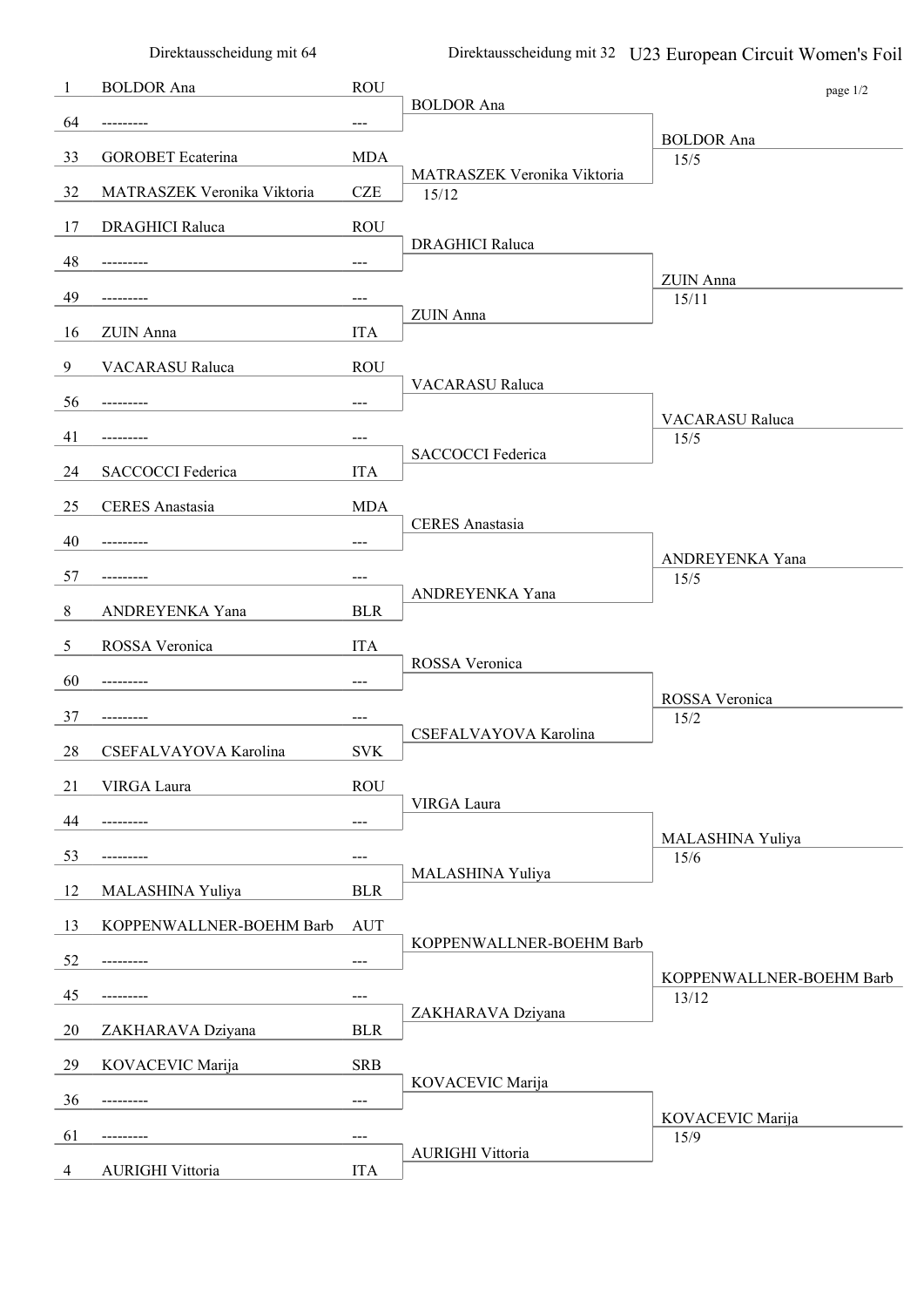# U23 European Circuit Women's Foil

| Direktausscheidung mit 64 | | | Direktausscheidung mit 32 | |
|---|---|---|---|---|
| 1 | BOLDOR Ana | ROU | BOLDOR Ana | |
| 64 | --------- | --- | | BOLDOR Ana 15/5 |
| 33 | GOROBET Ecaterina | MDA | MATRASZEK Veronika Viktoria 15/12 | |
| 32 | MATRASZEK Veronika Viktoria | CZE | | |
| 17 | DRAGHICI Raluca | ROU | DRAGHICI Raluca | |
| 48 | --------- | --- | | ZUIN Anna 15/11 |
| 49 | --------- | --- | ZUIN Anna | |
| 16 | ZUIN Anna | ITA | | |
| 9 | VACARASU Raluca | ROU | VACARASU Raluca | |
| 56 | --------- | --- | | VACARASU Raluca 15/5 |
| 41 | --------- | --- | SACCOCCI Federica | |
| 24 | SACCOCCI Federica | ITA | | |
| 25 | CERES Anastasia | MDA | CERES Anastasia | |
| 40 | --------- | --- | | ANDREYENKA Yana 15/5 |
| 57 | --------- | --- | ANDREYENKA Yana | |
| 8 | ANDREYENKA Yana | BLR | | |
| 5 | ROSSA Veronica | ITA | ROSSA Veronica | |
| 60 | --------- | --- | | ROSSA Veronica 15/2 |
| 37 | --------- | --- | CSEFALVAYOVA Karolina | |
| 28 | CSEFALVAYOVA Karolina | SVK | | |
| 21 | VIRGA Laura | ROU | VIRGA Laura | |
| 44 | --------- | --- | | MALASHINA Yuliya 15/6 |
| 53 | --------- | --- | MALASHINA Yuliya | |
| 12 | MALASHINA Yuliya | BLR | | |
| 13 | KOPPENWALLNER-BOEHM Barb | AUT | KOPPENWALLNER-BOEHM Barb | |
| 52 | --------- | --- | | KOPPENWALLNER-BOEHM Barb 13/12 |
| 45 | --------- | --- | ZAKHARAVA Dziyana | |
| 20 | ZAKHARAVA Dziyana | BLR | | |
| 29 | KOVACEVIC Marija | SRB | KOVACEVIC Marija | |
| 36 | --------- | --- | | KOVACEVIC Marija 15/9 |
| 61 | --------- | --- | AURIGHI Vittoria | |
| 4 | AURIGHI Vittoria | ITA | | |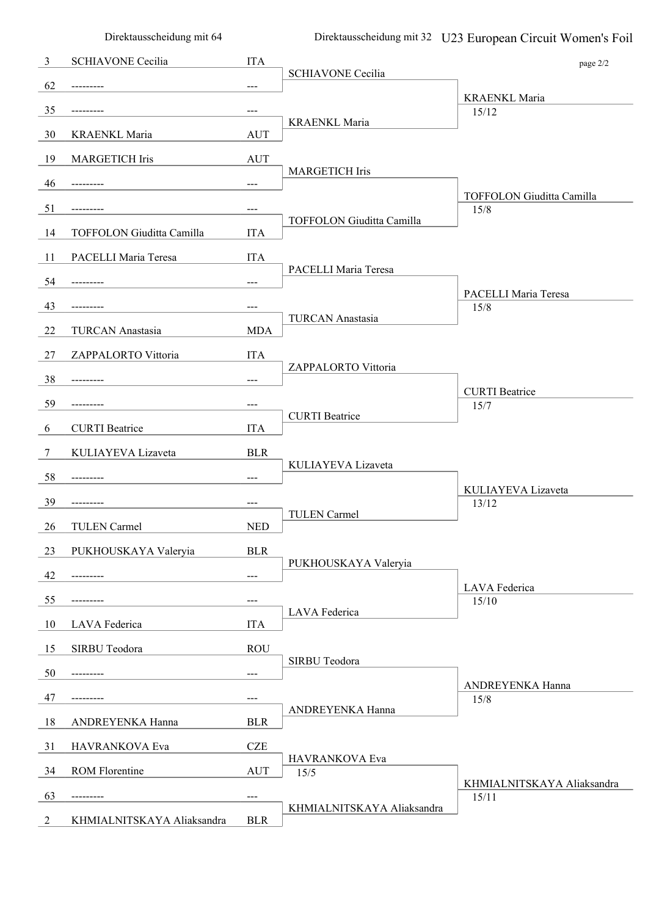# U23 European Circuit Women's Foil

Direktausscheidung mit 64 | Direktausscheidung mit 32

| Seed | Name | Nation | Direktausscheidung mit 32 | Winner |
|---|---|---|---|---|
| 3 | SCHIAVONE Cecilia | ITA | SCHIAVONE Cecilia | |
| 62 | --------- | --- | | KRAENKL Maria 15/12 |
| 35 | --------- | --- | KRAENKL Maria | |
| 30 | KRAENKL Maria | AUT | | |
| 19 | MARGETICH Iris | AUT | MARGETICH Iris | |
| 46 | --------- | --- | | TOFFOLON Giuditta Camilla 15/8 |
| 51 | --------- | --- | TOFFOLON Giuditta Camilla | |
| 14 | TOFFOLON Giuditta Camilla | ITA | | |
| 11 | PACELLI Maria Teresa | ITA | PACELLI Maria Teresa | |
| 54 | --------- | --- | | PACELLI Maria Teresa 15/8 |
| 43 | --------- | --- | TURCAN Anastasia | |
| 22 | TURCAN Anastasia | MDA | | |
| 27 | ZAPPALORTO Vittoria | ITA | ZAPPALORTO Vittoria | |
| 38 | --------- | --- | | CURTI Beatrice 15/7 |
| 59 | --------- | --- | CURTI Beatrice | |
| 6 | CURTI Beatrice | ITA | | |
| 7 | KULIAYEVA Lizaveta | BLR | KULIAYEVA Lizaveta | |
| 58 | --------- | --- | | KULIAYEVA Lizaveta 13/12 |
| 39 | --------- | --- | TULEN Carmel | |
| 26 | TULEN Carmel | NED | | |
| 23 | PUKHOUSKAYA Valeryia | BLR | PUKHOUSKAYA Valeryia | |
| 42 | --------- | --- | | LAVA Federica 15/10 |
| 55 | --------- | --- | LAVA Federica | |
| 10 | LAVA Federica | ITA | | |
| 15 | SIRBU Teodora | ROU | SIRBU Teodora | |
| 50 | --------- | --- | | ANDREYENKA Hanna 15/8 |
| 47 | --------- | --- | ANDREYENKA Hanna | |
| 18 | ANDREYENKA Hanna | BLR | | |
| 31 | HAVRANKOVA Eva | CZE | HAVRANKOVA Eva 15/5 | |
| 34 | ROM Florentine | AUT | | KHMIALNITSKAYA Aliaksandra 15/11 |
| 63 | --------- | --- | KHMIALNITSKAYA Aliaksandra | |
| 2 | KHMIALNITSKAYA Aliaksandra | BLR | | |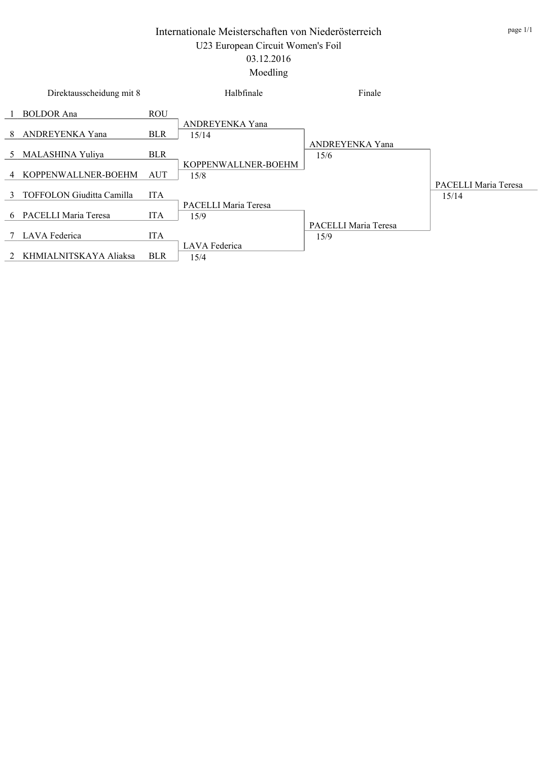# Internationale Meisterschaften von Niederösterreich

U23 European Circuit Women's Foil

03.12.2016

Moedling

| Direktausscheidung mit 8 | | Halbfinale | Finale | |
|---|---|---|---|---|
| 1 BOLDOR Ana | ROU | | | |
| | | ANDREYENKA Yana 15/14 | | |
| 8 ANDREYENKA Yana | BLR | | | |
| | | | ANDREYENKA Yana 15/6 | |
| 5 MALASHINA Yuliya | BLR | | | |
| | | KOPPENWALLNER-BOEHM 15/8 | | |
| 4 KOPPENWALLNER-BOEHM | AUT | | | |
| | | | | PACELLI Maria Teresa 15/14 |
| 3 TOFFOLON Giuditta Camilla | ITA | | | |
| | | PACELLI Maria Teresa 15/9 | | |
| 6 PACELLI Maria Teresa | ITA | | | |
| | | | PACELLI Maria Teresa 15/9 | |
| 7 LAVA Federica | ITA | | | |
| | | LAVA Federica 15/4 | | |
| 2 KHMIALNITSKAYA Aliaksa | BLR | | | |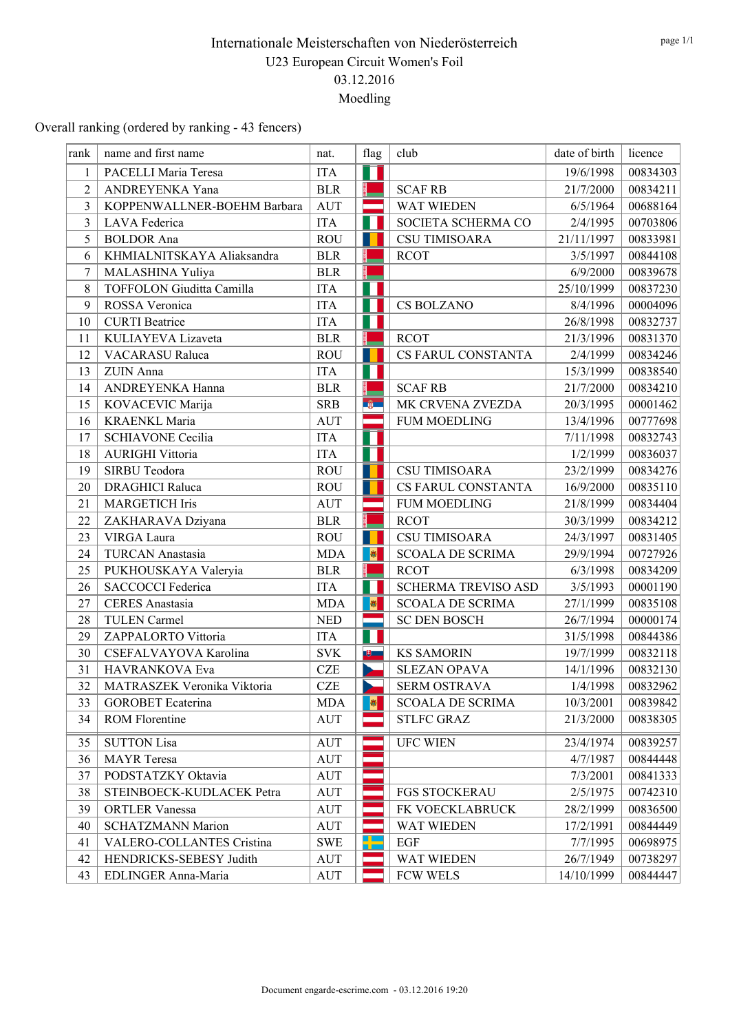# Internationale Meisterschaften von Niederösterreich

U23 European Circuit Women's Foil

03.12.2016

Moedling

Overall ranking (ordered by ranking - 43 fencers)

| rank | name and first name | nat. | flag | club | date of birth | licence |
|---|---|---|---|---|---|---|
| 1 | PACELLI Maria Teresa | ITA | | | 19/6/1998 | 00834303 |
| 2 | ANDREYENKA Yana | BLR | | SCAF RB | 21/7/2000 | 00834211 |
| 3 | KOPPENWALLNER-BOEHM Barbara | AUT | | WAT WIEDEN | 6/5/1964 | 00688164 |
| 3 | LAVA Federica | ITA | | SOCIETA SCHERMA CO | 2/4/1995 | 00703806 |
| 5 | BOLDOR Ana | ROU | | CSU TIMISOARA | 21/11/1997 | 00833981 |
| 6 | KHMIALNITSKAYA Aliaksandra | BLR | | RCOT | 3/5/1997 | 00844108 |
| 7 | MALASHINA Yuliya | BLR | | | 6/9/2000 | 00839678 |
| 8 | TOFFOLON Giuditta Camilla | ITA | | | 25/10/1999 | 00837230 |
| 9 | ROSSA Veronica | ITA | | CS BOLZANO | 8/4/1996 | 00004096 |
| 10 | CURTI Beatrice | ITA | | | 26/8/1998 | 00832737 |
| 11 | KULIAYEVA Lizaveta | BLR | | RCOT | 21/3/1996 | 00831370 |
| 12 | VACARASU Raluca | ROU | | CS FARUL CONSTANTA | 2/4/1999 | 00834246 |
| 13 | ZUIN Anna | ITA | | | 15/3/1999 | 00838540 |
| 14 | ANDREYENKA Hanna | BLR | | SCAF RB | 21/7/2000 | 00834210 |
| 15 | KOVACEVIC Marija | SRB | | MK CRVENA ZVEZDA | 20/3/1995 | 00001462 |
| 16 | KRAENKL Maria | AUT | | FUM MOEDLING | 13/4/1996 | 00777698 |
| 17 | SCHIAVONE Cecilia | ITA | | | 7/11/1998 | 00832743 |
| 18 | AURIGHI Vittoria | ITA | | | 1/2/1999 | 00836037 |
| 19 | SIRBU Teodora | ROU | | CSU TIMISOARA | 23/2/1999 | 00834276 |
| 20 | DRAGHICI Raluca | ROU | | CS FARUL CONSTANTA | 16/9/2000 | 00835110 |
| 21 | MARGETICH Iris | AUT | | FUM MOEDLING | 21/8/1999 | 00834404 |
| 22 | ZAKHARAVA Dziyana | BLR | | RCOT | 30/3/1999 | 00834212 |
| 23 | VIRGA Laura | ROU | | CSU TIMISOARA | 24/3/1997 | 00831405 |
| 24 | TURCAN Anastasia | MDA | | SCOALA DE SCRIMA | 29/9/1994 | 00727926 |
| 25 | PUKHOUSKAYA Valeryia | BLR | | RCOT | 6/3/1998 | 00834209 |
| 26 | SACCOCCI Federica | ITA | | SCHERMA TREVISO ASD | 3/5/1993 | 00001190 |
| 27 | CERES Anastasia | MDA | | SCOALA DE SCRIMA | 27/1/1999 | 00835108 |
| 28 | TULEN Carmel | NED | | SC DEN BOSCH | 26/7/1994 | 00000174 |
| 29 | ZAPPALORTO Vittoria | ITA | | | 31/5/1998 | 00844386 |
| 30 | CSEFALVAYOVA Karolina | SVK | | KS SAMORIN | 19/7/1999 | 00832118 |
| 31 | HAVRANKOVA Eva | CZE | | SLEZAN OPAVA | 14/1/1996 | 00832130 |
| 32 | MATRASZEK Veronika Viktoria | CZE | | SERM OSTRAVA | 1/4/1998 | 00832962 |
| 33 | GOROBET Ecaterina | MDA | | SCOALA DE SCRIMA | 10/3/2001 | 00839842 |
| 34 | ROM Florentine | AUT | | STLFC GRAZ | 21/3/2000 | 00838305 |
| 35 | SUTTON Lisa | AUT | | UFC WIEN | 23/4/1974 | 00839257 |
| 36 | MAYR Teresa | AUT | | | 4/7/1987 | 00844448 |
| 37 | PODSTATZKY Oktavia | AUT | | | 7/3/2001 | 00841333 |
| 38 | STEINBOECK-KUDLACEK Petra | AUT | | FGS STOCKERAU | 2/5/1975 | 00742310 |
| 39 | ORTLER Vanessa | AUT | | FK VOECKLABRUCK | 28/2/1999 | 00836500 |
| 40 | SCHATZMANN Marion | AUT | | WAT WIEDEN | 17/2/1991 | 00844449 |
| 41 | VALERO-COLLANTES Cristina | SWE | | EGF | 7/7/1995 | 00698975 |
| 42 | HENDRICKS-SEBESY Judith | AUT | | WAT WIEDEN | 26/7/1949 | 00738297 |
| 43 | EDLINGER Anna-Maria | AUT | | FCW WELS | 14/10/1999 | 00844447 |

Document engarde-escrime.com - 03.12.2016 19:20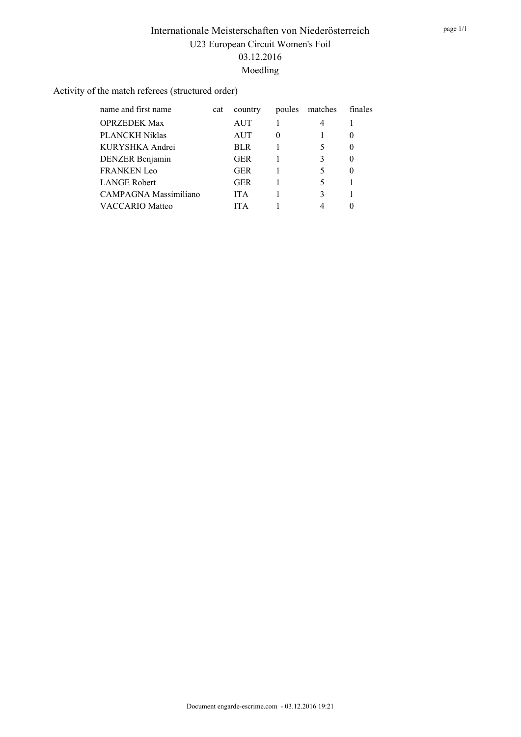# Internationale Meisterschaften von Niederösterreich

U23 European Circuit Women's Foil

03.12.2016

Moedling

Activity of the match referees (structured order)

| name and first name | cat | country | poules | matches | finales |
|---|---|---|---|---|---|
| OPRZEDEK Max | | AUT | 1 | 4 | 1 |
| PLANCKH Niklas | | AUT | 0 | 1 | 0 |
| KURYSHKA Andrei | | BLR | 1 | 5 | 0 |
| DENZER Benjamin | | GER | 1 | 3 | 0 |
| FRANKEN Leo | | GER | 1 | 5 | 0 |
| LANGE Robert | | GER | 1 | 5 | 1 |
| CAMPAGNA Massimiliano | | ITA | 1 | 3 | 1 |
| VACCARIO Matteo | | ITA | 1 | 4 | 0 |

Document engarde-escrime.com - 03.12.2016 19:21